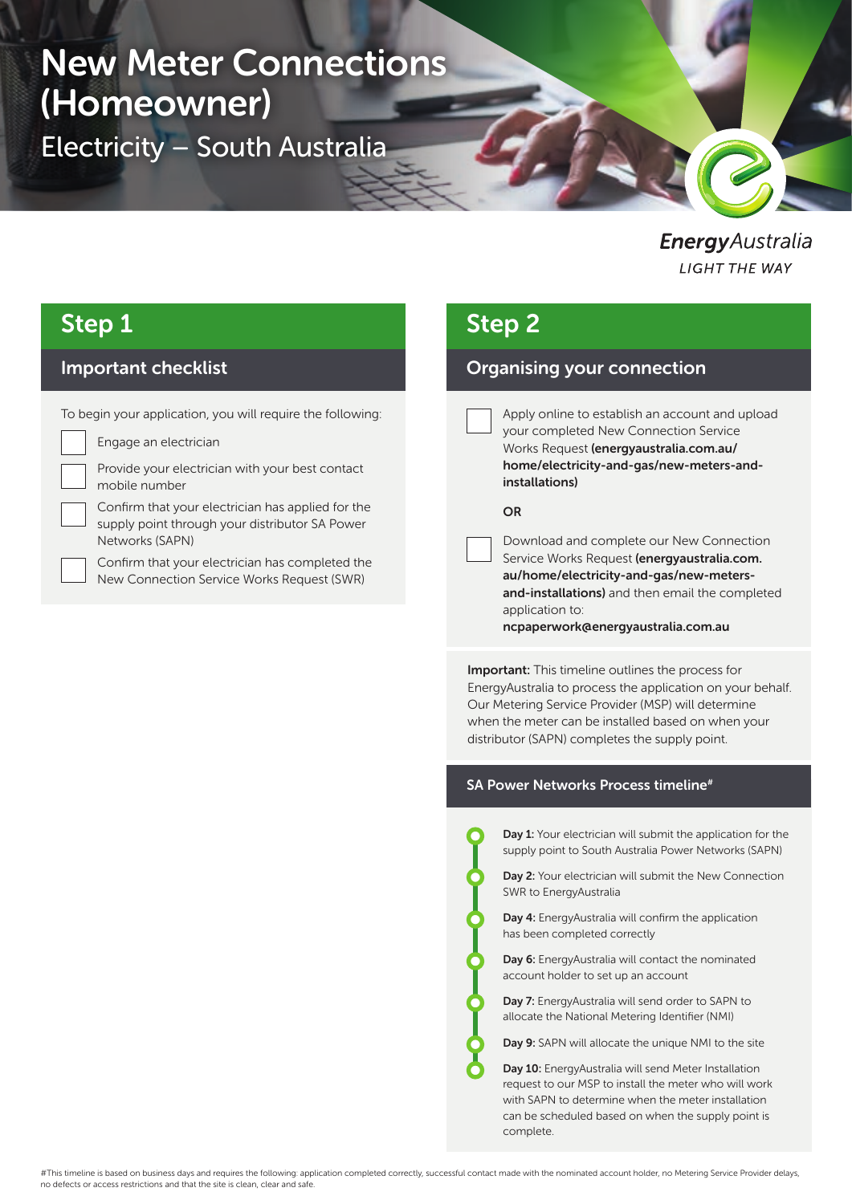# New Meter Connections (Homeowner)

## Electricity – South Australia

EnergyAustralia

LIGHT THE WAY

## Step 1

### Important checklist

To begin your application, you will require the following:

- [ ] Engage an electrician
- [ ] Provide your electrician with your best contact mobile number
- [ ] Confirm that your electrician has applied for the supply point through your distributor SA Power Networks (SAPN)
- [ ] Confirm that your electrician has completed the New Connection Service Works Request (SWR)

## Step 2

### Organising your connection

- [ ] Apply online to establish an account and upload your completed New Connection Service Works Request **(energyaustralia.com.au/home/electricity-and-gas/new-meters-and-installations)**

**OR**

- [ ] Download and complete our New Connection Service Works Request **(energyaustralia.com.au/home/electricity-and-gas/new-meters-and-installations)** and then email the completed application to: **ncpaperwork@energyaustralia.com.au**

**Important:** This timeline outlines the process for EnergyAustralia to process the application on your behalf. Our Metering Service Provider (MSP) will determine when the meter can be installed based on when your distributor (SAPN) completes the supply point.

### SA Power Networks Process timeline#

- **Day 1:** Your electrician will submit the application for the supply point to South Australia Power Networks (SAPN)
- **Day 2:** Your electrician will submit the New Connection SWR to EnergyAustralia
- **Day 4:** EnergyAustralia will confirm the application has been completed correctly
- **Day 6:** EnergyAustralia will contact the nominated account holder to set up an account
- **Day 7:** EnergyAustralia will send order to SAPN to allocate the National Metering Identifier (NMI)
- **Day 9:** SAPN will allocate the unique NMI to the site
- **Day 10:** EnergyAustralia will send Meter Installation request to our MSP to install the meter who will work with SAPN to determine when the meter installation can be scheduled based on when the supply point is complete.

#This timeline is based on business days and requires the following: application completed correctly, successful contact made with the nominated account holder, no Metering Service Provider delays, no defects or access restrictions and that the site is clean, clear and safe.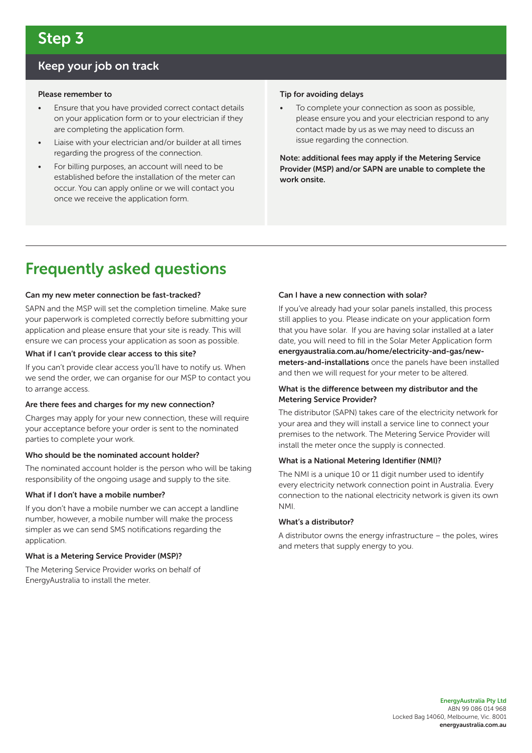# Step 3

## Keep your job on track

**Please remember to**

- Ensure that you have provided correct contact details on your application form or to your electrician if they are completing the application form.
- Liaise with your electrician and/or builder at all times regarding the progress of the connection.
- For billing purposes, an account will need to be established before the installation of the meter can occur. You can apply online or we will contact you once we receive the application form.

**Tip for avoiding delays**

- To complete your connection as soon as possible, please ensure you and your electrician respond to any contact made by us as we may need to discuss an issue regarding the connection.

**Note: additional fees may apply if the Metering Service Provider (MSP) and/or SAPN are unable to complete the work onsite.**

# Frequently asked questions

**Can my new meter connection be fast-tracked?**

SAPN and the MSP will set the completion timeline. Make sure your paperwork is completed correctly before submitting your application and please ensure that your site is ready. This will ensure we can process your application as soon as possible.

**What if I can't provide clear access to this site?**

If you can't provide clear access you'll have to notify us. When we send the order, we can organise for our MSP to contact you to arrange access.

**Are there fees and charges for my new connection?**

Charges may apply for your new connection, these will require your acceptance before your order is sent to the nominated parties to complete your work.

**Who should be the nominated account holder?**

The nominated account holder is the person who will be taking responsibility of the ongoing usage and supply to the site.

**What if I don't have a mobile number?**

If you don't have a mobile number we can accept a landline number, however, a mobile number will make the process simpler as we can send SMS notifications regarding the application.

**What is a Metering Service Provider (MSP)?**

The Metering Service Provider works on behalf of EnergyAustralia to install the meter.

**Can I have a new connection with solar?**

If you've already had your solar panels installed, this process still applies to you. Please indicate on your application form that you have solar. If you are having solar installed at a later date, you will need to fill in the Solar Meter Application form **energyaustralia.com.au/home/electricity-and-gas/new-meters-and-installations** once the panels have been installed and then we will request for your meter to be altered.

**What is the difference between my distributor and the Metering Service Provider?**

The distributor (SAPN) takes care of the electricity network for your area and they will install a service line to connect your premises to the network. The Metering Service Provider will install the meter once the supply is connected.

**What is a National Metering Identifier (NMI)?**

The NMI is a unique 10 or 11 digit number used to identify every electricity network connection point in Australia. Every connection to the national electricity network is given its own NMI.

**What's a distributor?**

A distributor owns the energy infrastructure – the poles, wires and meters that supply energy to you.

**EnergyAustralia Pty Ltd**
ABN 99 086 014 968
Locked Bag 14060, Melbourne, Vic. 8001
**energyaustralia.com.au**